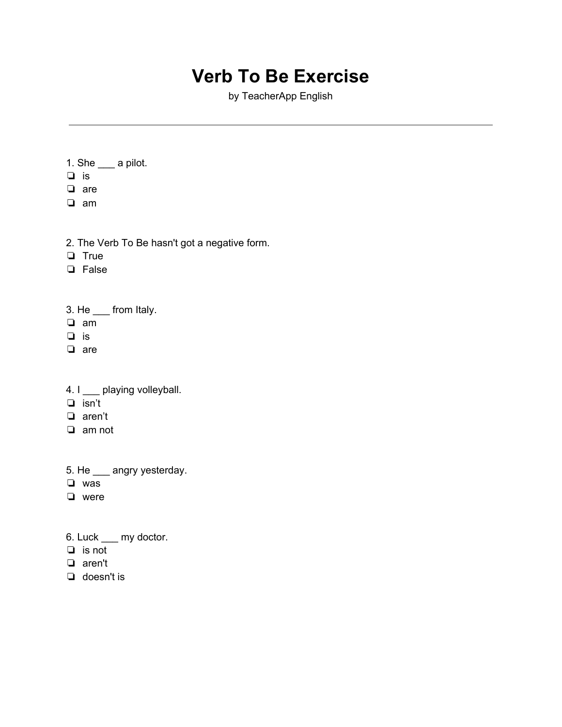# Verb To Be Exercise

by TeacherApp English

---

1. She ___ a pilot.
- ❏ is
- ❏ are
- ❏ am

2. The Verb To Be hasn't got a negative form.
- ❏ True
- ❏ False

3. He ___ from Italy.
- ❏ am
- ❏ is
- ❏ are

4. I ___ playing volleyball.
- ❏ isn’t
- ❏ aren’t
- ❏ am not

5. He ___ angry yesterday.
- ❏ was
- ❏ were

6. Luck ___ my doctor.
- ❏ is not
- ❏ aren't
- ❏ doesn't is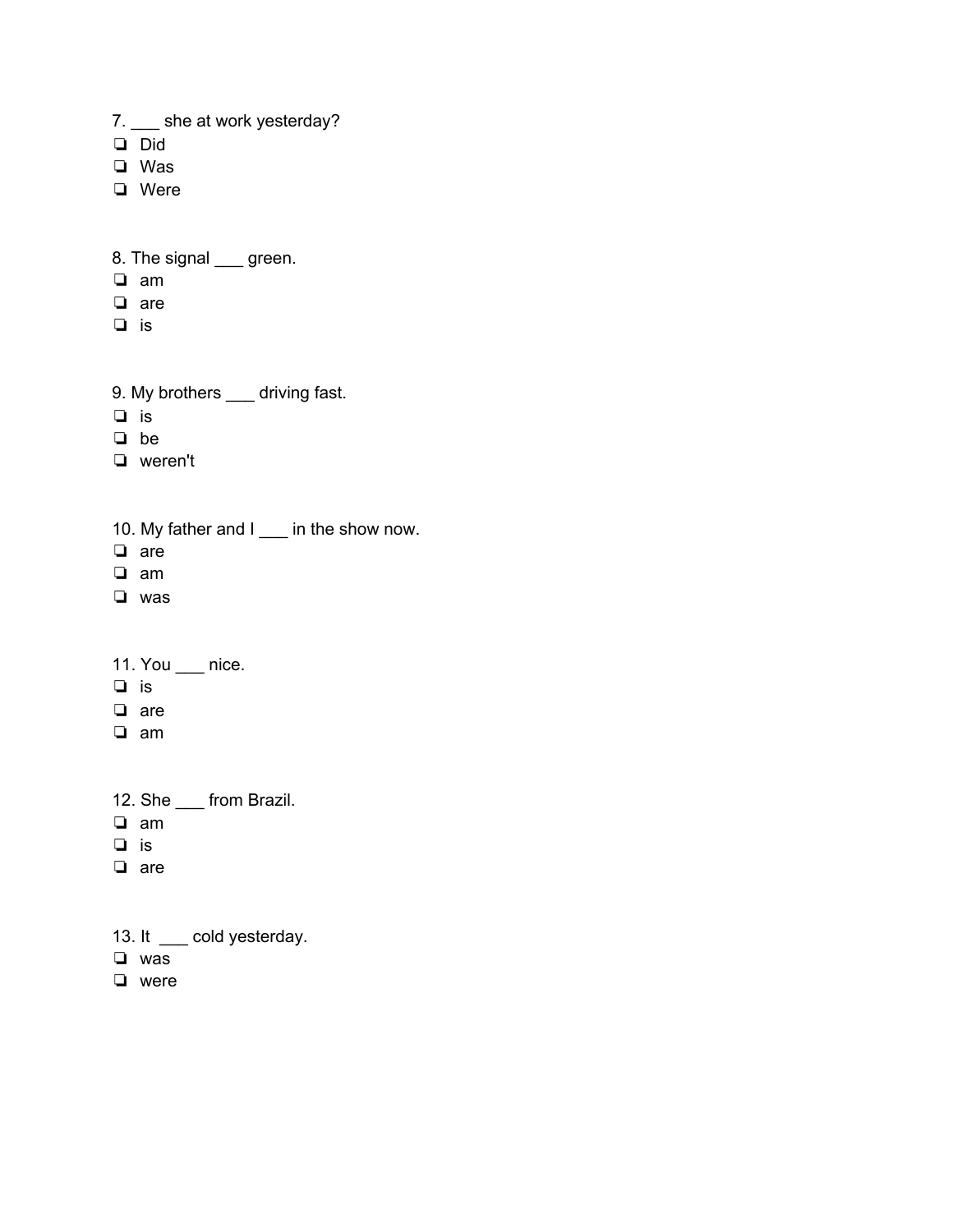7. ___ she at work yesterday?

- ❏ Did
- ❏ Was
- ❏ Were

8. The signal ___ green.

- ❏ am
- ❏ are
- ❏ is

9. My brothers ___ driving fast.

- ❏ is
- ❏ be
- ❏ weren't

10. My father and I ___ in the show now.

- ❏ are
- ❏ am
- ❏ was

11. You ___ nice.

- ❏ is
- ❏ are
- ❏ am

12. She ___ from Brazil.

- ❏ am
- ❏ is
- ❏ are

13. It ___ cold yesterday.

- ❏ was
- ❏ were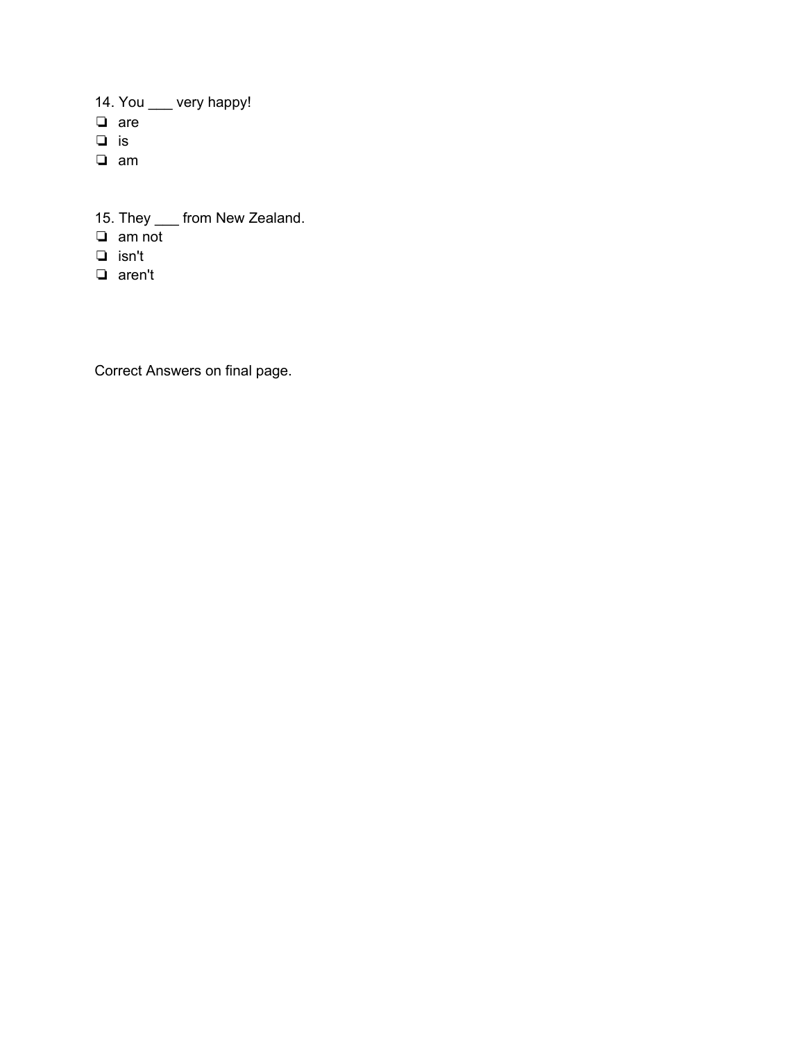14. You ___ very happy!

- ❏ are
- ❏ is
- ❏ am

15. They ___ from New Zealand.

- ❏ am not
- ❏ isn't
- ❏ aren't

Correct Answers on final page.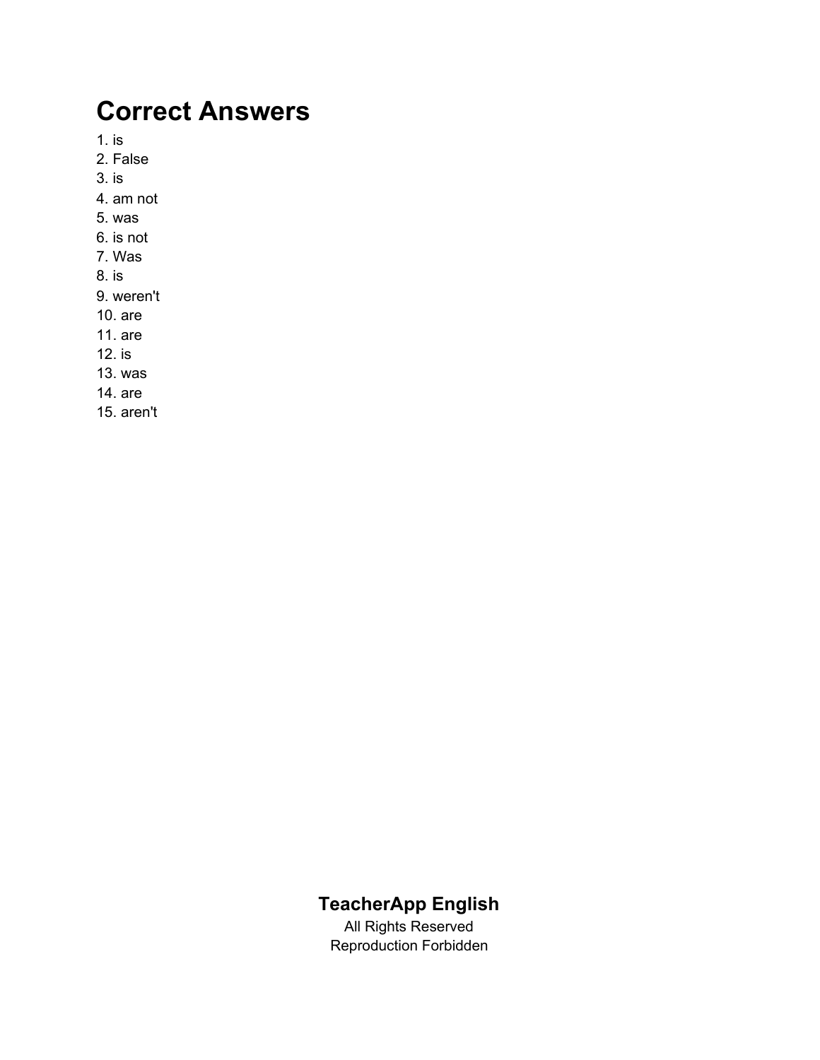# Correct Answers

1. is
2. False
3. is
4. am not
5. was
6. is not
7. Was
8. is
9. weren't
10. are
11. are
12. is
13. was
14. are
15. aren't

**TeacherApp English**

All Rights Reserved
Reproduction Forbidden